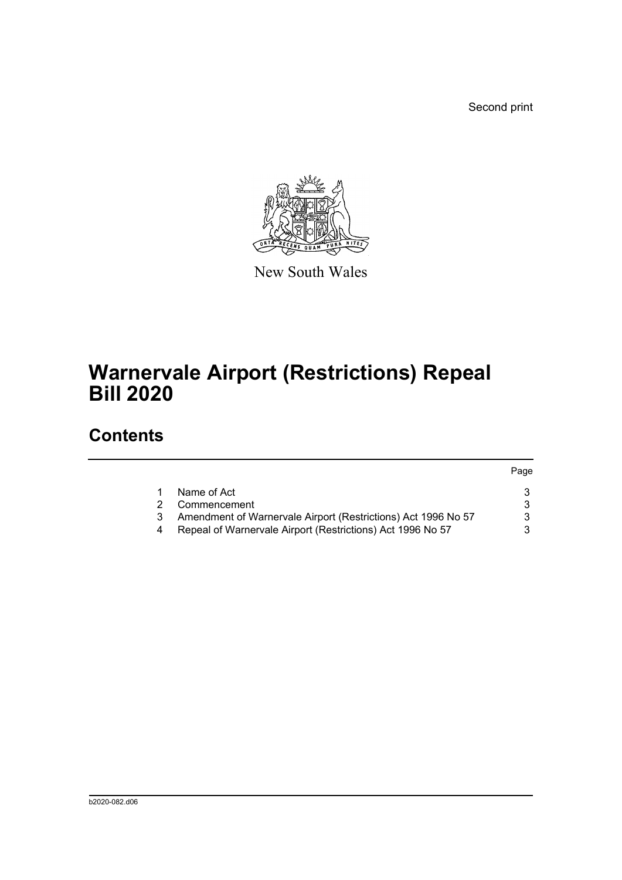Second print

New South Wales

# Warnervale Airport (Restrictions) Repeal Bill 2020

## Contents

| | | Page |
|---|---|---|
| 1 | Name of Act | 3 |
| 2 | Commencement | 3 |
| 3 | Amendment of Warnervale Airport (Restrictions) Act 1996 No 57 | 3 |
| 4 | Repeal of Warnervale Airport (Restrictions) Act 1996 No 57 | 3 |

b2020-082.d06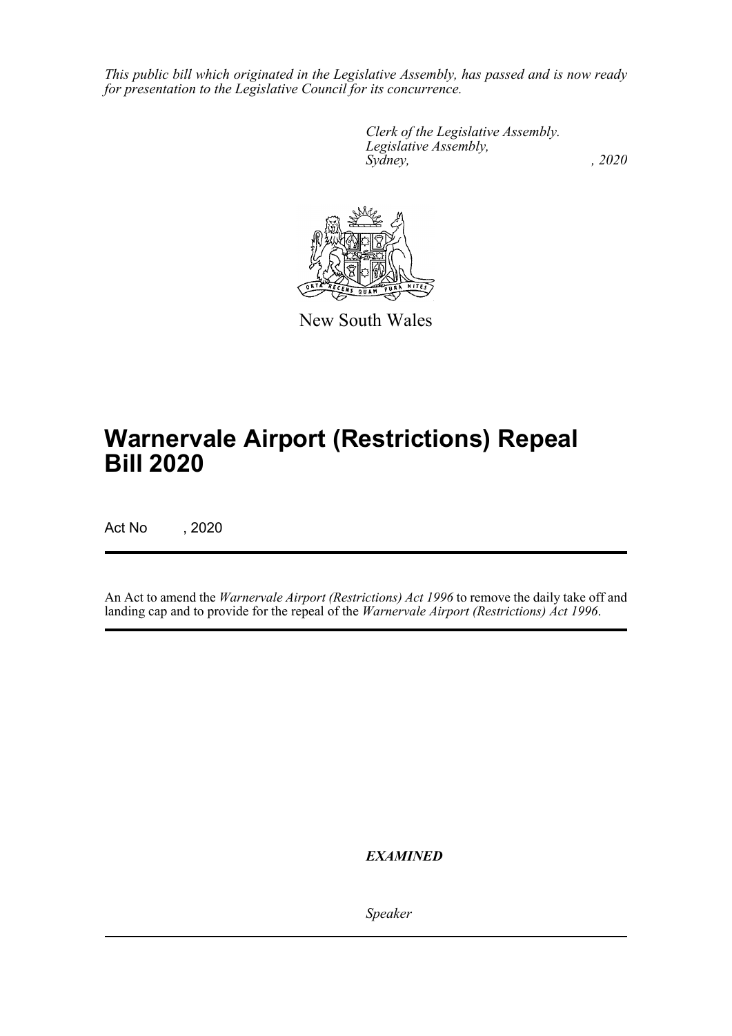*This public bill which originated in the Legislative Assembly, has passed and is now ready for presentation to the Legislative Council for its concurrence.*

*Clerk of the Legislative Assembly.*
*Legislative Assembly,*
*Sydney, , 2020*

New South Wales

# Warnervale Airport (Restrictions) Repeal Bill 2020

Act No , 2020

An Act to amend the *Warnervale Airport (Restrictions) Act 1996* to remove the daily take off and landing cap and to provide for the repeal of the *Warnervale Airport (Restrictions) Act 1996*.

***EXAMINED***

*Speaker*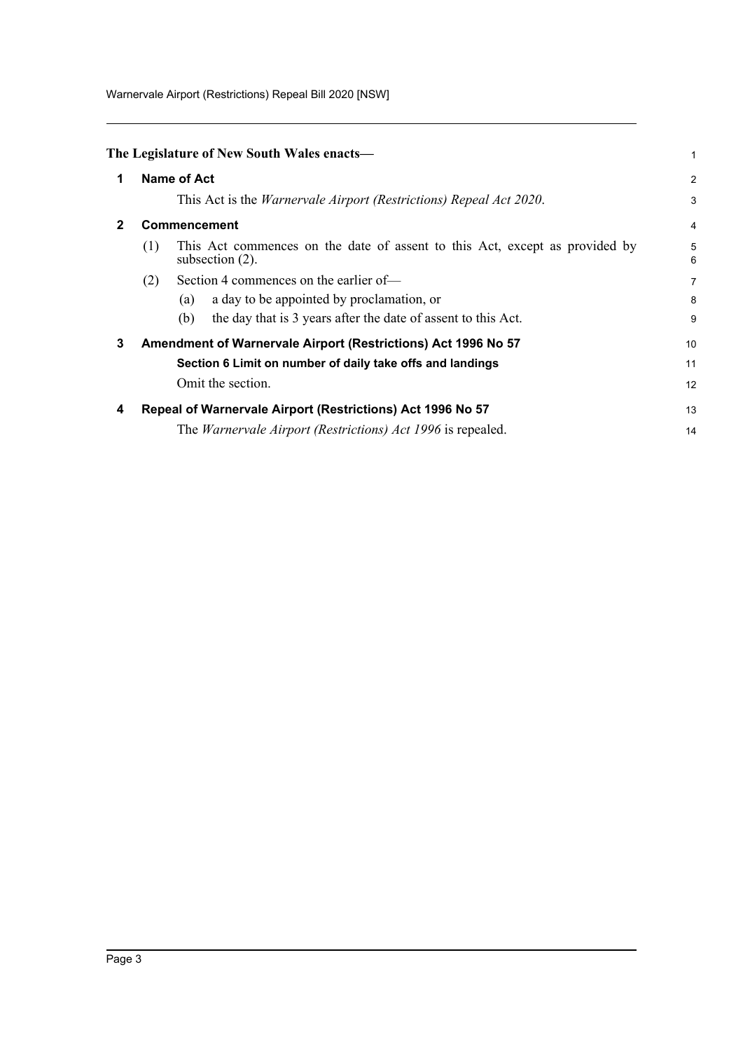**The Legislature of New South Wales enacts—**

## 1 Name of Act

This Act is the *Warnervale Airport (Restrictions) Repeal Act 2020*.

## 2 Commencement

(1) This Act commences on the date of assent to this Act, except as provided by subsection (2).

(2) Section 4 commences on the earlier of—

(a) a day to be appointed by proclamation, or

(b) the day that is 3 years after the date of assent to this Act.

## 3 Amendment of Warnervale Airport (Restrictions) Act 1996 No 57

**Section 6 Limit on number of daily take offs and landings**

Omit the section.

## 4 Repeal of Warnervale Airport (Restrictions) Act 1996 No 57

The *Warnervale Airport (Restrictions) Act 1996* is repealed.